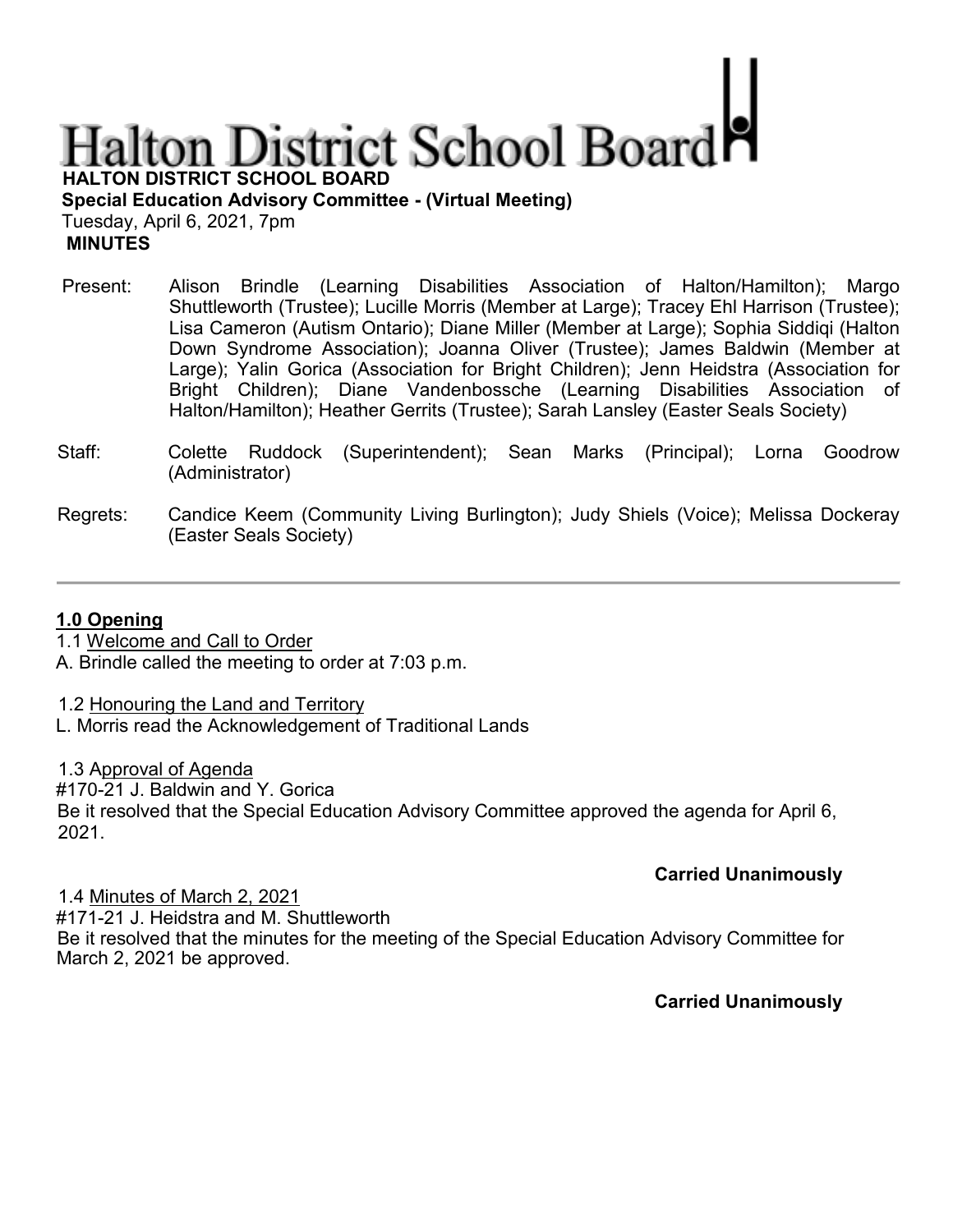# Halton District School Board

**HALTON DISTRICT SCHOOL BOARD**

**Special Education Advisory Committee - (Virtual Meeting)**

Tuesday, April 6, 2021, 7pm

**MINUTES**

Present: Alison Brindle (Learning Disabilities Association of Halton/Hamilton); Margo Shuttleworth (Trustee); Lucille Morris (Member at Large); Tracey Ehl Harrison (Trustee); Lisa Cameron (Autism Ontario); Diane Miller (Member at Large); Sophia Siddiqi (Halton Down Syndrome Association); Joanna Oliver (Trustee); James Baldwin (Member at Large); Yalin Gorica (Association for Bright Children); Jenn Heidstra (Association for Bright Children); Diane Vandenbossche (Learning Disabilities Association of Halton/Hamilton); Heather Gerrits (Trustee); Sarah Lansley (Easter Seals Society)

Staff: Colette Ruddock (Superintendent); Sean Marks (Principal); Lorna Goodrow (Administrator)

Regrets: Candice Keem (Community Living Burlington); Judy Shiels (Voice); Melissa Dockeray (Easter Seals Society)

---

## 1.0 Opening

1.1 Welcome and Call to Order

A. Brindle called the meeting to order at 7:03 p.m.

1.2 Honouring the Land and Territory

L. Morris read the Acknowledgement of Traditional Lands

1.3 Approval of Agenda

#170-21 J. Baldwin and Y. Gorica

Be it resolved that the Special Education Advisory Committee approved the agenda for April 6, 2021.

**Carried Unanimously**

1.4 Minutes of March 2, 2021

#171-21 J. Heidstra and M. Shuttleworth

Be it resolved that the minutes for the meeting of the Special Education Advisory Committee for March 2, 2021 be approved.

**Carried Unanimously**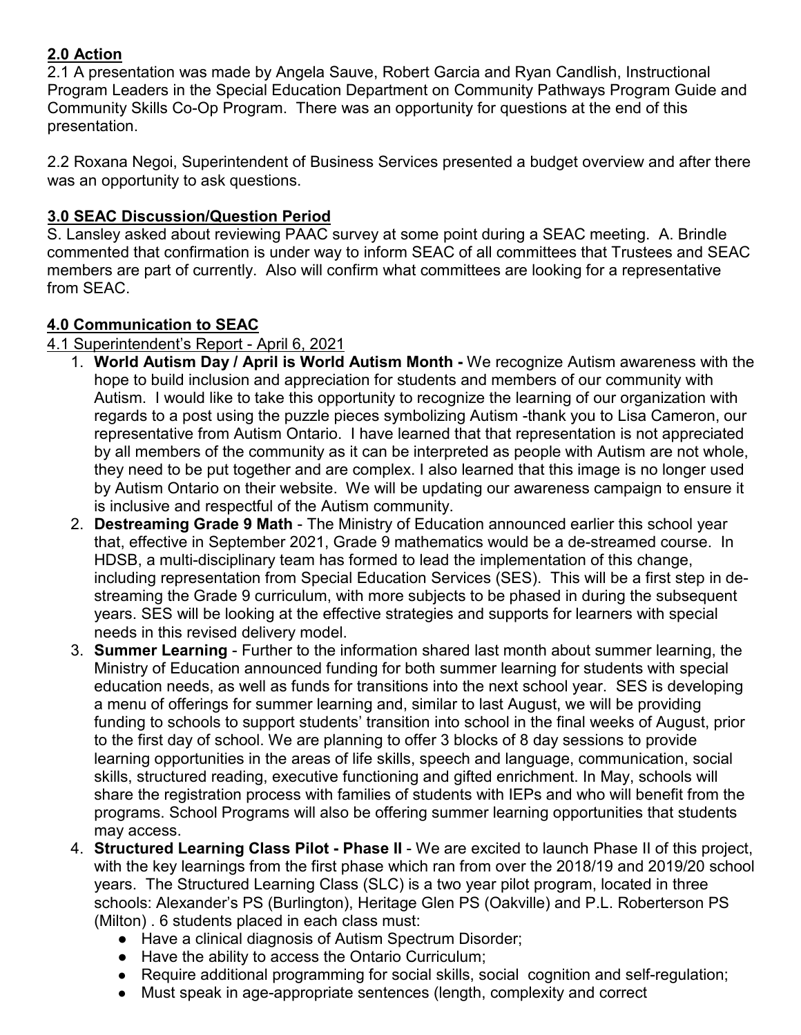## 2.0 Action

2.1 A presentation was made by Angela Sauve, Robert Garcia and Ryan Candlish, Instructional Program Leaders in the Special Education Department on Community Pathways Program Guide and Community Skills Co-Op Program. There was an opportunity for questions at the end of this presentation.

2.2 Roxana Negoi, Superintendent of Business Services presented a budget overview and after there was an opportunity to ask questions.

## 3.0 SEAC Discussion/Question Period

S. Lansley asked about reviewing PAAC survey at some point during a SEAC meeting. A. Brindle commented that confirmation is under way to inform SEAC of all committees that Trustees and SEAC members are part of currently. Also will confirm what committees are looking for a representative from SEAC.

## 4.0 Communication to SEAC

4.1 Superintendent's Report - April 6, 2021

1. **World Autism Day / April is World Autism Month -** We recognize Autism awareness with the hope to build inclusion and appreciation for students and members of our community with Autism. I would like to take this opportunity to recognize the learning of our organization with regards to a post using the puzzle pieces symbolizing Autism -thank you to Lisa Cameron, our representative from Autism Ontario. I have learned that that representation is not appreciated by all members of the community as it can be interpreted as people with Autism are not whole, they need to be put together and are complex. I also learned that this image is no longer used by Autism Ontario on their website. We will be updating our awareness campaign to ensure it is inclusive and respectful of the Autism community.
2. **Destreaming Grade 9 Math** - The Ministry of Education announced earlier this school year that, effective in September 2021, Grade 9 mathematics would be a de-streamed course. In HDSB, a multi-disciplinary team has formed to lead the implementation of this change, including representation from Special Education Services (SES). This will be a first step in de-streaming the Grade 9 curriculum, with more subjects to be phased in during the subsequent years. SES will be looking at the effective strategies and supports for learners with special needs in this revised delivery model.
3. **Summer Learning** - Further to the information shared last month about summer learning, the Ministry of Education announced funding for both summer learning for students with special education needs, as well as funds for transitions into the next school year. SES is developing a menu of offerings for summer learning and, similar to last August, we will be providing funding to schools to support students' transition into school in the final weeks of August, prior to the first day of school. We are planning to offer 3 blocks of 8 day sessions to provide learning opportunities in the areas of life skills, speech and language, communication, social skills, structured reading, executive functioning and gifted enrichment. In May, schools will share the registration process with families of students with IEPs and who will benefit from the programs. School Programs will also be offering summer learning opportunities that students may access.
4. **Structured Learning Class Pilot - Phase II** - We are excited to launch Phase II of this project, with the key learnings from the first phase which ran from over the 2018/19 and 2019/20 school years. The Structured Learning Class (SLC) is a two year pilot program, located in three schools: Alexander's PS (Burlington), Heritage Glen PS (Oakville) and P.L. Roberterson PS (Milton) . 6 students placed in each class must:
   - Have a clinical diagnosis of Autism Spectrum Disorder;
   - Have the ability to access the Ontario Curriculum;
   - Require additional programming for social skills, social cognition and self-regulation;
   - Must speak in age-appropriate sentences (length, complexity and correct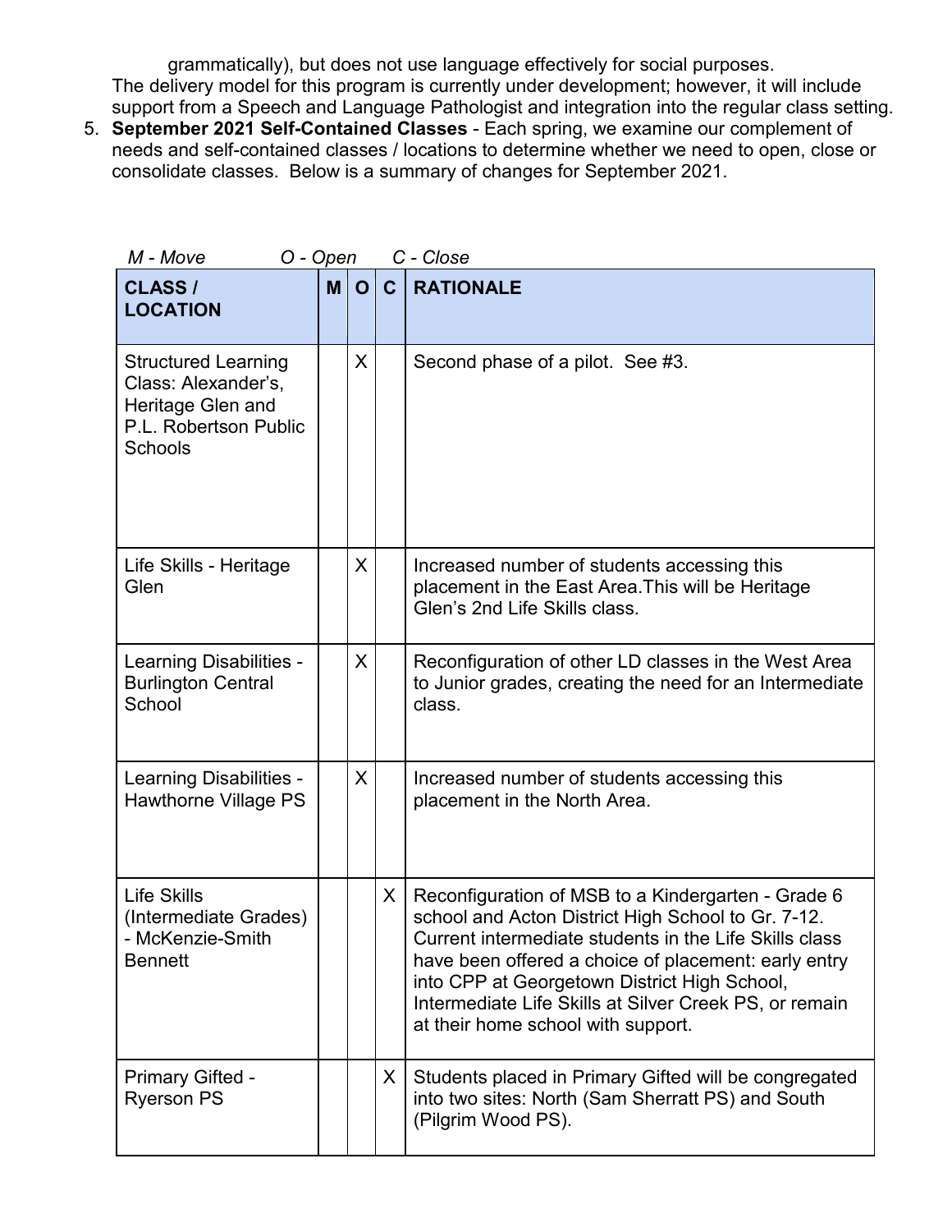grammatically), but does not use language effectively for social purposes.

The delivery model for this program is currently under development; however, it will include support from a Speech and Language Pathologist and integration into the regular class setting.

5. **September 2021 Self-Contained Classes** - Each spring, we examine our complement of needs and self-contained classes / locations to determine whether we need to open, close or consolidate classes. Below is a summary of changes for September 2021.

*M - Move  O - Open  C - Close*

| CLASS / LOCATION | M | O | C | RATIONALE |
|---|---|---|---|---|
| Structured Learning Class: Alexander's, Heritage Glen and P.L. Robertson Public Schools | | X | | Second phase of a pilot. See #3. |
| Life Skills - Heritage Glen | | X | | Increased number of students accessing this placement in the East Area.This will be Heritage Glen's 2nd Life Skills class. |
| Learning Disabilities - Burlington Central School | | X | | Reconfiguration of other LD classes in the West Area to Junior grades, creating the need for an Intermediate class. |
| Learning Disabilities - Hawthorne Village PS | | X | | Increased number of students accessing this placement in the North Area. |
| Life Skills (Intermediate Grades) - McKenzie-Smith Bennett | | | X | Reconfiguration of MSB to a Kindergarten - Grade 6 school and Acton District High School to Gr. 7-12. Current intermediate students in the Life Skills class have been offered a choice of placement: early entry into CPP at Georgetown District High School, Intermediate Life Skills at Silver Creek PS, or remain at their home school with support. |
| Primary Gifted - Ryerson PS | | | X | Students placed in Primary Gifted will be congregated into two sites: North (Sam Sherratt PS) and South (Pilgrim Wood PS). |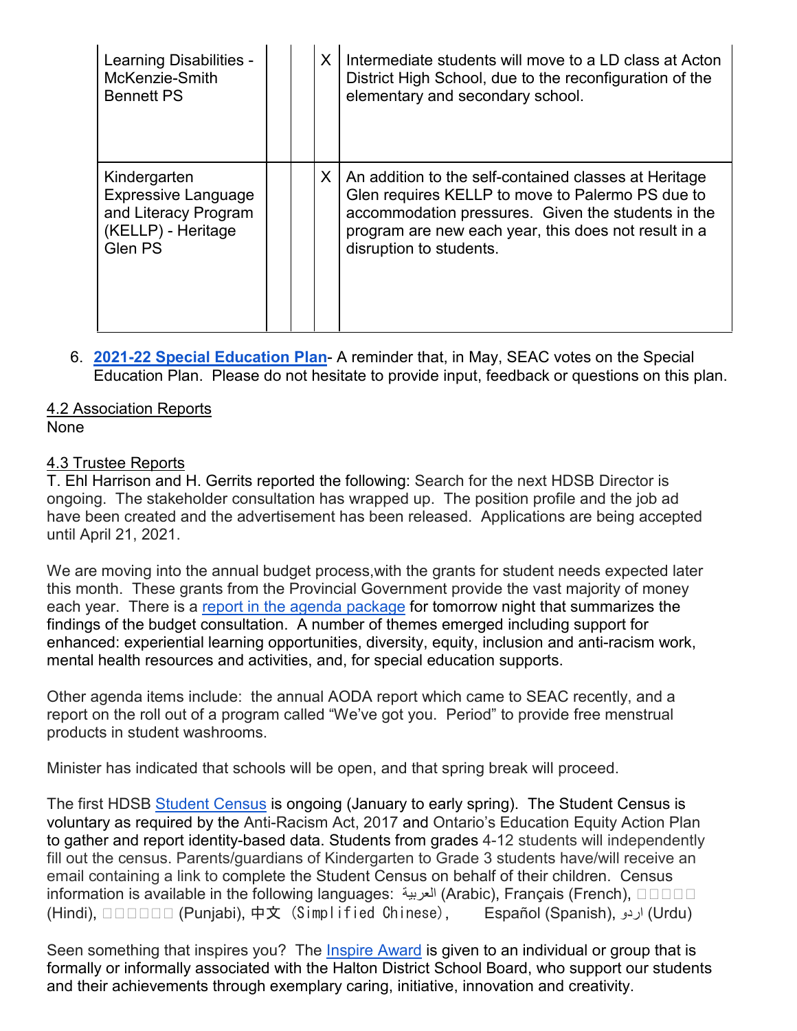| Learning Disabilities - McKenzie-Smith Bennett PS | | | X | Intermediate students will move to a LD class at Acton District High School, due to the reconfiguration of the elementary and secondary school. |
|---|---|---|---|---|
| Kindergarten Expressive Language and Literacy Program (KELLP) - Heritage Glen PS | | | X | An addition to the self-contained classes at Heritage Glen requires KELLP to move to Palermo PS due to accommodation pressures. Given the students in the program are new each year, this does not result in a disruption to students. |

6. **2021-22 Special Education Plan**- A reminder that, in May, SEAC votes on the Special Education Plan. Please do not hesitate to provide input, feedback or questions on this plan.

4.2 Association Reports

None

4.3 Trustee Reports

T. Ehl Harrison and H. Gerrits reported the following: Search for the next HDSB Director is ongoing. The stakeholder consultation has wrapped up. The position profile and the job ad have been created and the advertisement has been released. Applications are being accepted until April 21, 2021.

We are moving into the annual budget process,with the grants for student needs expected later this month. These grants from the Provincial Government provide the vast majority of money each year. There is a report in the agenda package for tomorrow night that summarizes the findings of the budget consultation. A number of themes emerged including support for enhanced: experiential learning opportunities, diversity, equity, inclusion and anti-racism work, mental health resources and activities, and, for special education supports.

Other agenda items include: the annual AODA report which came to SEAC recently, and a report on the roll out of a program called "We've got you. Period" to provide free menstrual products in student washrooms.

Minister has indicated that schools will be open, and that spring break will proceed.

The first HDSB Student Census is ongoing (January to early spring). The Student Census is voluntary as required by the Anti-Racism Act, 2017 and Ontario's Education Equity Action Plan to gather and report identity-based data. Students from grades 4-12 students will independently fill out the census. Parents/guardians of Kindergarten to Grade 3 students have/will receive an email containing a link to complete the Student Census on behalf of their children. Census information is available in the following languages: العربية (Arabic), Français (French), □□□□□ (Hindi), □□□□□□ (Punjabi), 中文 (Simplified Chinese), Español (Spanish), اردو (Urdu)

Seen something that inspires you? The Inspire Award is given to an individual or group that is formally or informally associated with the Halton District School Board, who support our students and their achievements through exemplary caring, initiative, innovation and creativity.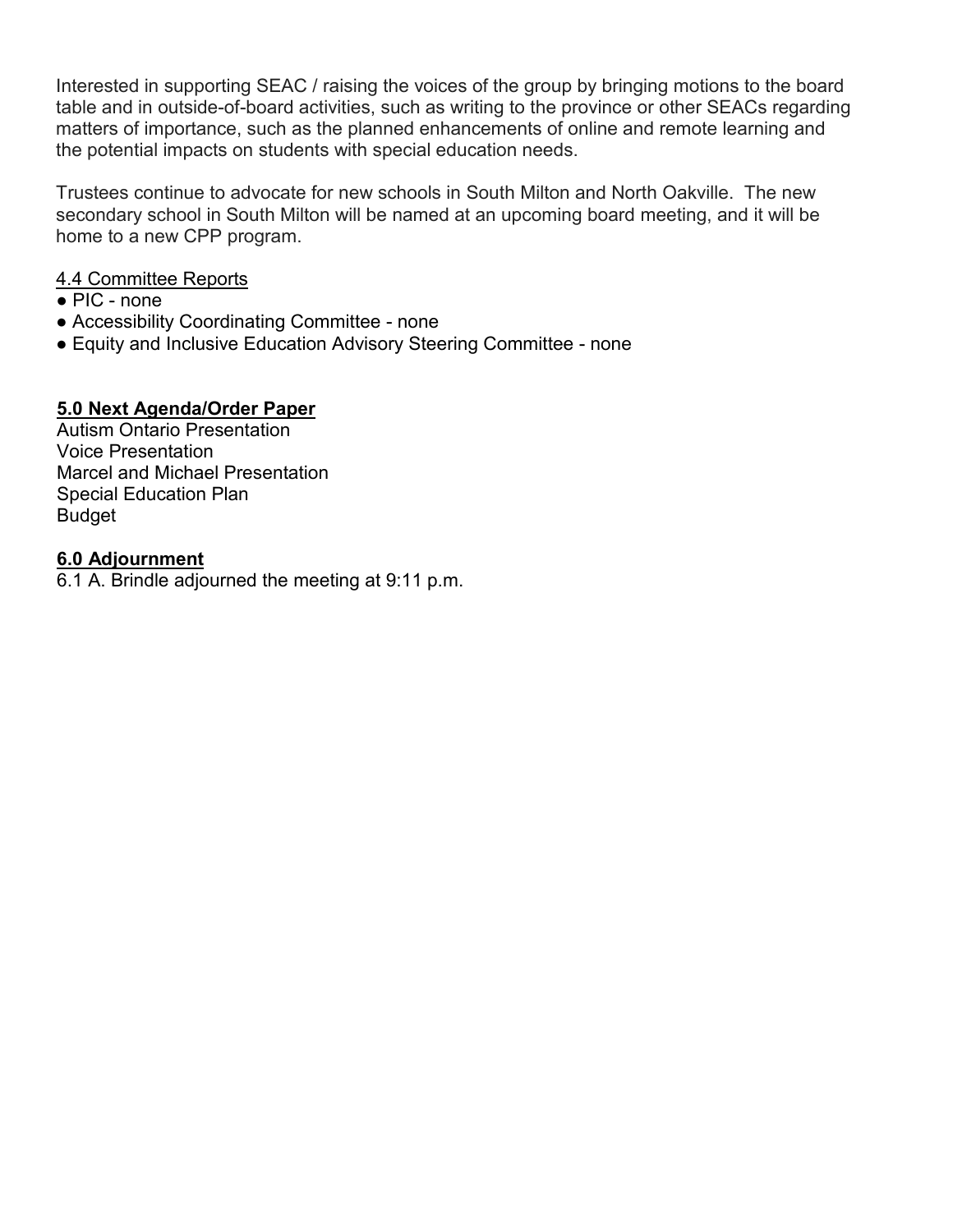Interested in supporting SEAC / raising the voices of the group by bringing motions to the board table and in outside-of-board activities, such as writing to the province or other SEACs regarding matters of importance, such as the planned enhancements of online and remote learning and the potential impacts on students with special education needs.

Trustees continue to advocate for new schools in South Milton and North Oakville. The new secondary school in South Milton will be named at an upcoming board meeting, and it will be home to a new CPP program.

4.4 Committee Reports

- PIC - none
- Accessibility Coordinating Committee - none
- Equity and Inclusive Education Advisory Steering Committee - none

## 5.0 Next Agenda/Order Paper

Autism Ontario Presentation
Voice Presentation
Marcel and Michael Presentation
Special Education Plan
Budget

## 6.0 Adjournment

6.1 A. Brindle adjourned the meeting at 9:11 p.m.